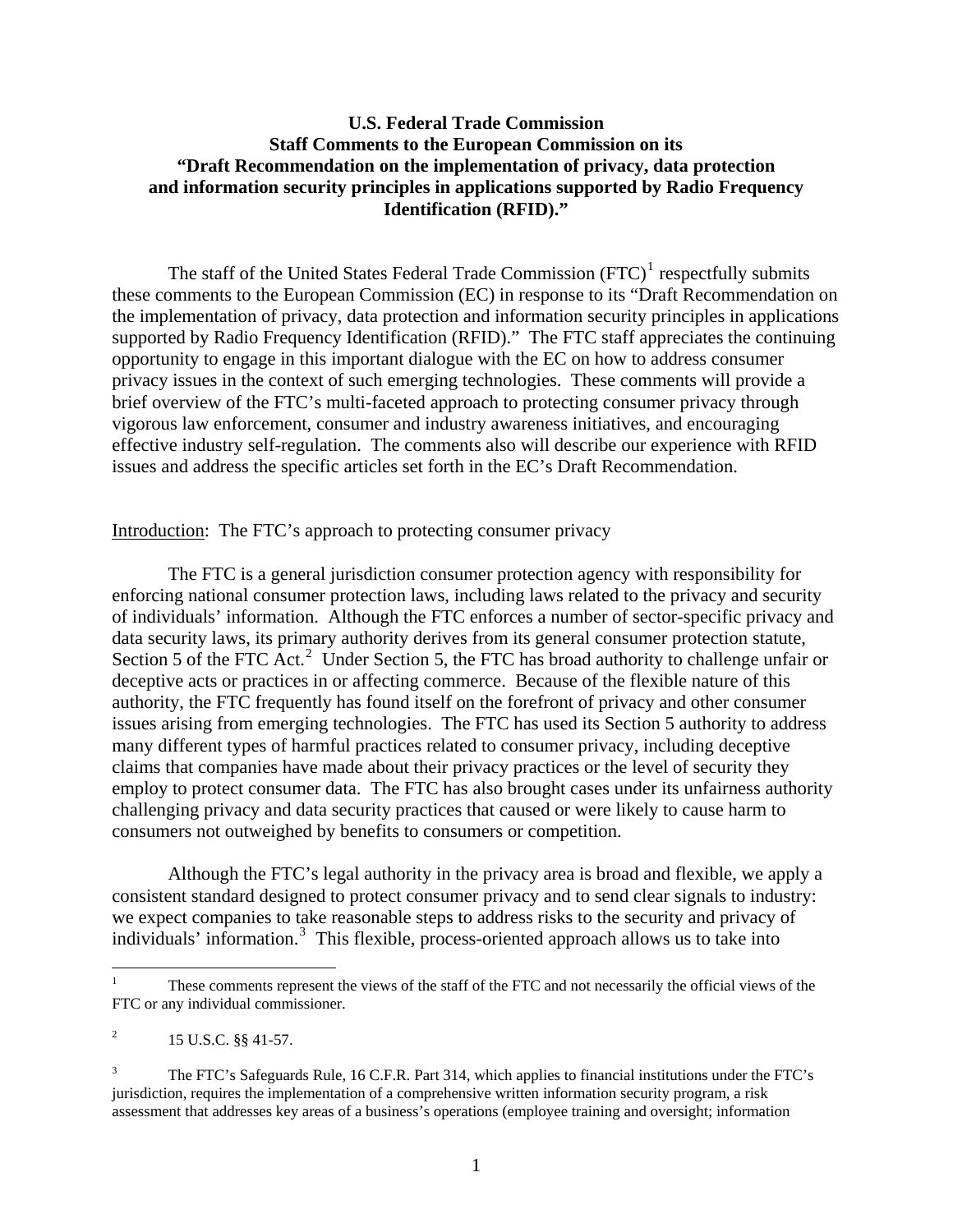**U.S. Federal Trade Commission**
**Staff Comments to the European Commission on its**
**"Draft Recommendation on the implementation of privacy, data protection and information security principles in applications supported by Radio Frequency Identification (RFID)."**

The staff of the United States Federal Trade Commission (FTC)[1] respectfully submits these comments to the European Commission (EC) in response to its "Draft Recommendation on the implementation of privacy, data protection and information security principles in applications supported by Radio Frequency Identification (RFID)." The FTC staff appreciates the continuing opportunity to engage in this important dialogue with the EC on how to address consumer privacy issues in the context of such emerging technologies. These comments will provide a brief overview of the FTC's multi-faceted approach to protecting consumer privacy through vigorous law enforcement, consumer and industry awareness initiatives, and encouraging effective industry self-regulation. The comments also will describe our experience with RFID issues and address the specific articles set forth in the EC's Draft Recommendation.

Introduction: The FTC's approach to protecting consumer privacy

The FTC is a general jurisdiction consumer protection agency with responsibility for enforcing national consumer protection laws, including laws related to the privacy and security of individuals' information. Although the FTC enforces a number of sector-specific privacy and data security laws, its primary authority derives from its general consumer protection statute, Section 5 of the FTC Act.[2] Under Section 5, the FTC has broad authority to challenge unfair or deceptive acts or practices in or affecting commerce. Because of the flexible nature of this authority, the FTC frequently has found itself on the forefront of privacy and other consumer issues arising from emerging technologies. The FTC has used its Section 5 authority to address many different types of harmful practices related to consumer privacy, including deceptive claims that companies have made about their privacy practices or the level of security they employ to protect consumer data. The FTC has also brought cases under its unfairness authority challenging privacy and data security practices that caused or were likely to cause harm to consumers not outweighed by benefits to consumers or competition.

Although the FTC's legal authority in the privacy area is broad and flexible, we apply a consistent standard designed to protect consumer privacy and to send clear signals to industry: we expect companies to take reasonable steps to address risks to the security and privacy of individuals' information.[3] This flexible, process-oriented approach allows us to take into

---

[1] These comments represent the views of the staff of the FTC and not necessarily the official views of the FTC or any individual commissioner.

[2] 15 U.S.C. §§ 41-57.

[3] The FTC's Safeguards Rule, 16 C.F.R. Part 314, which applies to financial institutions under the FTC's jurisdiction, requires the implementation of a comprehensive written information security program, a risk assessment that addresses key areas of a business's operations (employee training and oversight; information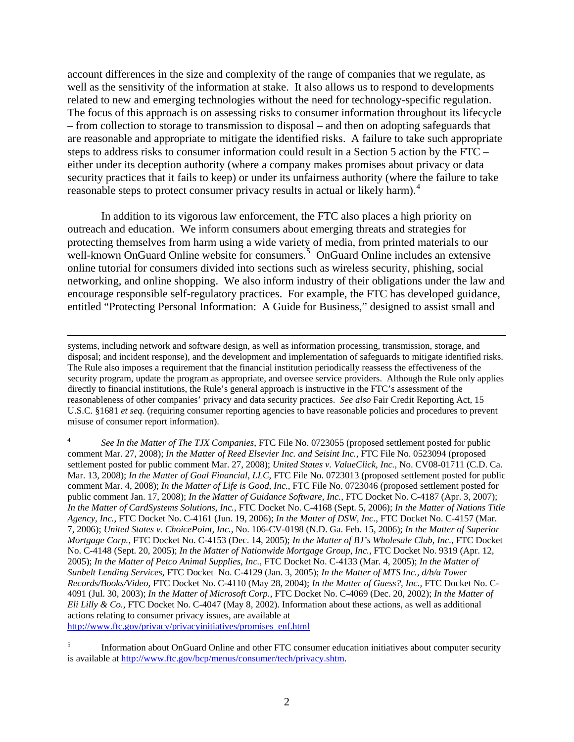account differences in the size and complexity of the range of companies that we regulate, as well as the sensitivity of the information at stake. It also allows us to respond to developments related to new and emerging technologies without the need for technology-specific regulation. The focus of this approach is on assessing risks to consumer information throughout its lifecycle – from collection to storage to transmission to disposal – and then on adopting safeguards that are reasonable and appropriate to mitigate the identified risks. A failure to take such appropriate steps to address risks to consumer information could result in a Section 5 action by the FTC – either under its deception authority (where a company makes promises about privacy or data security practices that it fails to keep) or under its unfairness authority (where the failure to take reasonable steps to protect consumer privacy results in actual or likely harm).[4]

In addition to its vigorous law enforcement, the FTC also places a high priority on outreach and education. We inform consumers about emerging threats and strategies for protecting themselves from harm using a wide variety of media, from printed materials to our well-known OnGuard Online website for consumers.[5] OnGuard Online includes an extensive online tutorial for consumers divided into sections such as wireless security, phishing, social networking, and online shopping. We also inform industry of their obligations under the law and encourage responsible self-regulatory practices. For example, the FTC has developed guidance, entitled "Protecting Personal Information: A Guide for Business," designed to assist small and

---

systems, including network and software design, as well as information processing, transmission, storage, and disposal; and incident response), and the development and implementation of safeguards to mitigate identified risks. The Rule also imposes a requirement that the financial institution periodically reassess the effectiveness of the security program, update the program as appropriate, and oversee service providers. Although the Rule only applies directly to financial institutions, the Rule's general approach is instructive in the FTC's assessment of the reasonableness of other companies' privacy and data security practices. *See also* Fair Credit Reporting Act, 15 U.S.C. §1681 *et seq.* (requiring consumer reporting agencies to have reasonable policies and procedures to prevent misuse of consumer report information).

[4] *See In the Matter of The TJX Companies*, FTC File No. 0723055 (proposed settlement posted for public comment Mar. 27, 2008); *In the Matter of Reed Elsevier Inc. and Seisint Inc.*, FTC File No. 0523094 (proposed settlement posted for public comment Mar. 27, 2008); *United States v. ValueClick, Inc.*, No. CV08-01711 (C.D. Ca. Mar. 13, 2008); *In the Matter of Goal Financial, LLC*, FTC File No. 0723013 (proposed settlement posted for public comment Mar. 4, 2008); *In the Matter of Life is Good, Inc.*, FTC File No. 0723046 (proposed settlement posted for public comment Jan. 17, 2008); *In the Matter of Guidance Software, Inc.*, FTC Docket No. C-4187 (Apr. 3, 2007); *In the Matter of CardSystems Solutions, Inc.*, FTC Docket No. C-4168 (Sept. 5, 2006); *In the Matter of Nations Title Agency, Inc.*, FTC Docket No. C-4161 (Jun. 19, 2006); *In the Matter of DSW, Inc.*, FTC Docket No. C-4157 (Mar. 7, 2006); *United States v. ChoicePoint, Inc.*, No. 106-CV-0198 (N.D. Ga. Feb. 15, 2006); *In the Matter of Superior Mortgage Corp.*, FTC Docket No. C-4153 (Dec. 14, 2005); *In the Matter of BJ's Wholesale Club, Inc.*, FTC Docket No. C-4148 (Sept. 20, 2005); *In the Matter of Nationwide Mortgage Group, Inc.*, FTC Docket No. 9319 (Apr. 12, 2005); *In the Matter of Petco Animal Supplies, Inc.*, FTC Docket No. C-4133 (Mar. 4, 2005); *In the Matter of Sunbelt Lending Services*, FTC Docket No. C-4129 (Jan. 3, 2005); *In the Matter of MTS Inc., d/b/a Tower Records/Books/Video*, FTC Docket No. C-4110 (May 28, 2004); *In the Matter of Guess?, Inc.*, FTC Docket No. C-4091 (Jul. 30, 2003); *In the Matter of Microsoft Corp.*, FTC Docket No. C-4069 (Dec. 20, 2002); *In the Matter of Eli Lilly & Co.*, FTC Docket No. C-4047 (May 8, 2002). Information about these actions, as well as additional actions relating to consumer privacy issues, are available at http://www.ftc.gov/privacy/privacyinitiatives/promises_enf.html

[5] Information about OnGuard Online and other FTC consumer education initiatives about computer security is available at http://www.ftc.gov/bcp/menus/consumer/tech/privacy.shtm.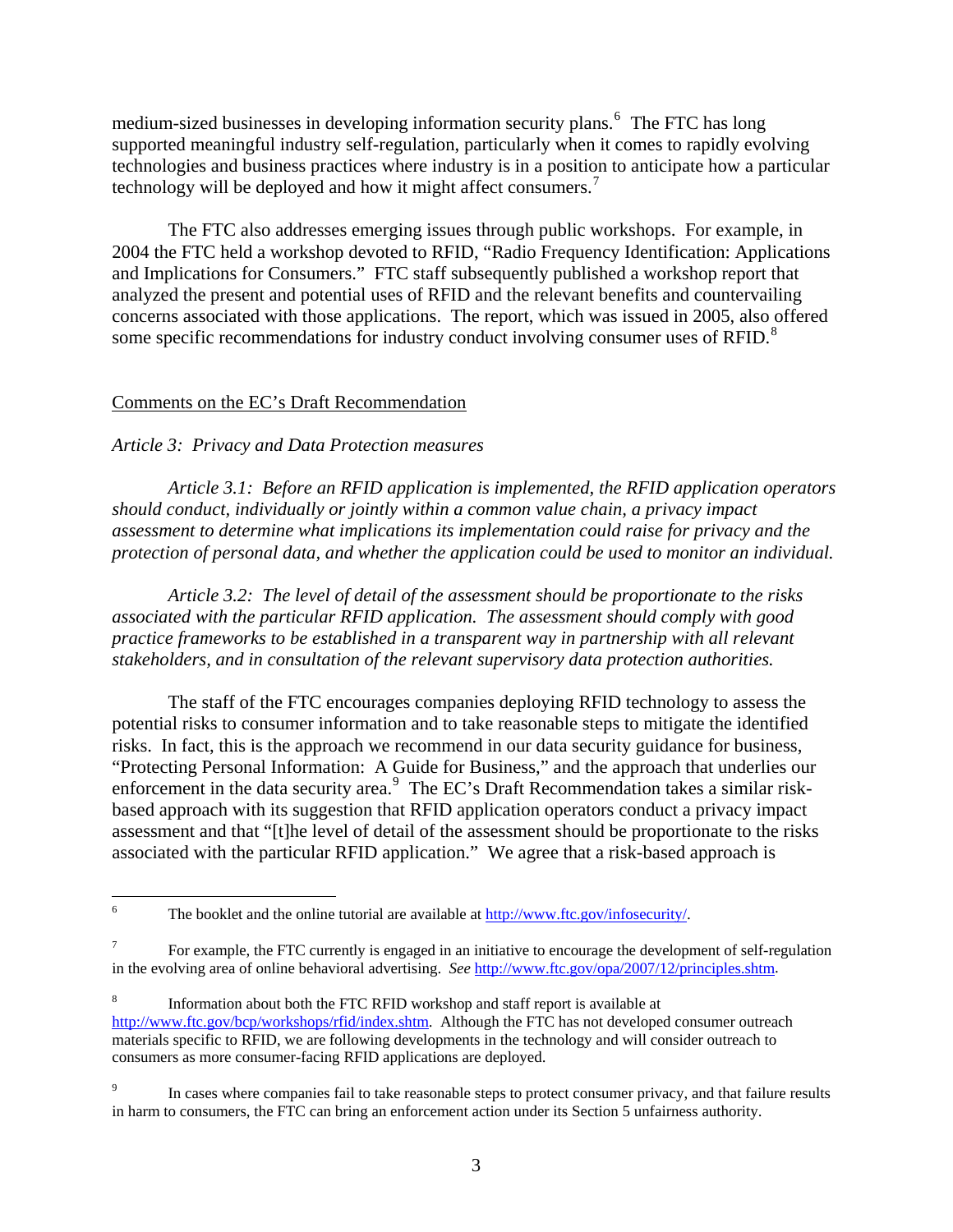medium-sized businesses in developing information security plans.[6] The FTC has long supported meaningful industry self-regulation, particularly when it comes to rapidly evolving technologies and business practices where industry is in a position to anticipate how a particular technology will be deployed and how it might affect consumers.[7]

The FTC also addresses emerging issues through public workshops. For example, in 2004 the FTC held a workshop devoted to RFID, "Radio Frequency Identification: Applications and Implications for Consumers." FTC staff subsequently published a workshop report that analyzed the present and potential uses of RFID and the relevant benefits and countervailing concerns associated with those applications. The report, which was issued in 2005, also offered some specific recommendations for industry conduct involving consumer uses of RFID.[8]

## Comments on the EC's Draft Recommendation

*Article 3: Privacy and Data Protection measures*

*Article 3.1: Before an RFID application is implemented, the RFID application operators should conduct, individually or jointly within a common value chain, a privacy impact assessment to determine what implications its implementation could raise for privacy and the protection of personal data, and whether the application could be used to monitor an individual.*

*Article 3.2: The level of detail of the assessment should be proportionate to the risks associated with the particular RFID application. The assessment should comply with good practice frameworks to be established in a transparent way in partnership with all relevant stakeholders, and in consultation of the relevant supervisory data protection authorities.*

The staff of the FTC encourages companies deploying RFID technology to assess the potential risks to consumer information and to take reasonable steps to mitigate the identified risks. In fact, this is the approach we recommend in our data security guidance for business, "Protecting Personal Information: A Guide for Business," and the approach that underlies our enforcement in the data security area.[9] The EC's Draft Recommendation takes a similar risk-based approach with its suggestion that RFID application operators conduct a privacy impact assessment and that "[t]he level of detail of the assessment should be proportionate to the risks associated with the particular RFID application." We agree that a risk-based approach is

---

[6] The booklet and the online tutorial are available at http://www.ftc.gov/infosecurity/.

[7] For example, the FTC currently is engaged in an initiative to encourage the development of self-regulation in the evolving area of online behavioral advertising. *See* http://www.ftc.gov/opa/2007/12/principles.shtm.

[8] Information about both the FTC RFID workshop and staff report is available at http://www.ftc.gov/bcp/workshops/rfid/index.shtm. Although the FTC has not developed consumer outreach materials specific to RFID, we are following developments in the technology and will consider outreach to consumers as more consumer-facing RFID applications are deployed.

[9] In cases where companies fail to take reasonable steps to protect consumer privacy, and that failure results in harm to consumers, the FTC can bring an enforcement action under its Section 5 unfairness authority.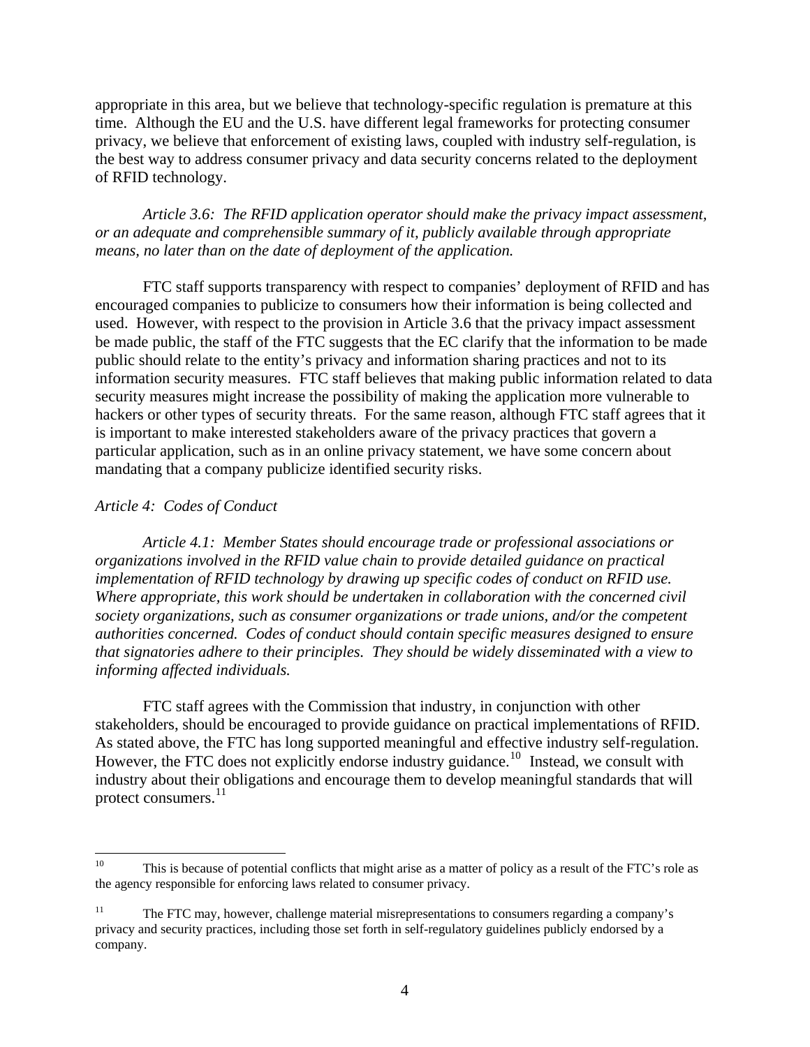appropriate in this area, but we believe that technology-specific regulation is premature at this time. Although the EU and the U.S. have different legal frameworks for protecting consumer privacy, we believe that enforcement of existing laws, coupled with industry self-regulation, is the best way to address consumer privacy and data security concerns related to the deployment of RFID technology.

*Article 3.6: The RFID application operator should make the privacy impact assessment, or an adequate and comprehensible summary of it, publicly available through appropriate means, no later than on the date of deployment of the application.*

FTC staff supports transparency with respect to companies' deployment of RFID and has encouraged companies to publicize to consumers how their information is being collected and used. However, with respect to the provision in Article 3.6 that the privacy impact assessment be made public, the staff of the FTC suggests that the EC clarify that the information to be made public should relate to the entity's privacy and information sharing practices and not to its information security measures. FTC staff believes that making public information related to data security measures might increase the possibility of making the application more vulnerable to hackers or other types of security threats. For the same reason, although FTC staff agrees that it is important to make interested stakeholders aware of the privacy practices that govern a particular application, such as in an online privacy statement, we have some concern about mandating that a company publicize identified security risks.

*Article 4: Codes of Conduct*

*Article 4.1: Member States should encourage trade or professional associations or organizations involved in the RFID value chain to provide detailed guidance on practical implementation of RFID technology by drawing up specific codes of conduct on RFID use. Where appropriate, this work should be undertaken in collaboration with the concerned civil society organizations, such as consumer organizations or trade unions, and/or the competent authorities concerned. Codes of conduct should contain specific measures designed to ensure that signatories adhere to their principles. They should be widely disseminated with a view to informing affected individuals.*

FTC staff agrees with the Commission that industry, in conjunction with other stakeholders, should be encouraged to provide guidance on practical implementations of RFID. As stated above, the FTC has long supported meaningful and effective industry self-regulation. However, the FTC does not explicitly endorse industry guidance.[10] Instead, we consult with industry about their obligations and encourage them to develop meaningful standards that will protect consumers.[11]

---

[10] This is because of potential conflicts that might arise as a matter of policy as a result of the FTC's role as the agency responsible for enforcing laws related to consumer privacy.

[11] The FTC may, however, challenge material misrepresentations to consumers regarding a company's privacy and security practices, including those set forth in self-regulatory guidelines publicly endorsed by a company.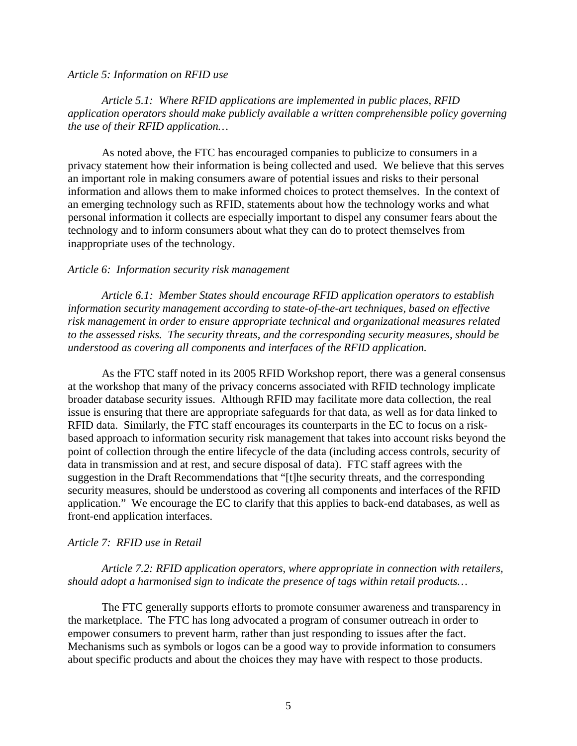*Article 5: Information on RFID use*

*Article 5.1: Where RFID applications are implemented in public places, RFID application operators should make publicly available a written comprehensible policy governing the use of their RFID application…*

As noted above, the FTC has encouraged companies to publicize to consumers in a privacy statement how their information is being collected and used. We believe that this serves an important role in making consumers aware of potential issues and risks to their personal information and allows them to make informed choices to protect themselves. In the context of an emerging technology such as RFID, statements about how the technology works and what personal information it collects are especially important to dispel any consumer fears about the technology and to inform consumers about what they can do to protect themselves from inappropriate uses of the technology.

*Article 6: Information security risk management*

*Article 6.1: Member States should encourage RFID application operators to establish information security management according to state-of-the-art techniques, based on effective risk management in order to ensure appropriate technical and organizational measures related to the assessed risks. The security threats, and the corresponding security measures, should be understood as covering all components and interfaces of the RFID application.*

As the FTC staff noted in its 2005 RFID Workshop report, there was a general consensus at the workshop that many of the privacy concerns associated with RFID technology implicate broader database security issues. Although RFID may facilitate more data collection, the real issue is ensuring that there are appropriate safeguards for that data, as well as for data linked to RFID data. Similarly, the FTC staff encourages its counterparts in the EC to focus on a risk-based approach to information security risk management that takes into account risks beyond the point of collection through the entire lifecycle of the data (including access controls, security of data in transmission and at rest, and secure disposal of data). FTC staff agrees with the suggestion in the Draft Recommendations that "[t]he security threats, and the corresponding security measures, should be understood as covering all components and interfaces of the RFID application." We encourage the EC to clarify that this applies to back-end databases, as well as front-end application interfaces.

*Article 7: RFID use in Retail*

*Article 7.2: RFID application operators, where appropriate in connection with retailers, should adopt a harmonised sign to indicate the presence of tags within retail products…*

The FTC generally supports efforts to promote consumer awareness and transparency in the marketplace. The FTC has long advocated a program of consumer outreach in order to empower consumers to prevent harm, rather than just responding to issues after the fact. Mechanisms such as symbols or logos can be a good way to provide information to consumers about specific products and about the choices they may have with respect to those products.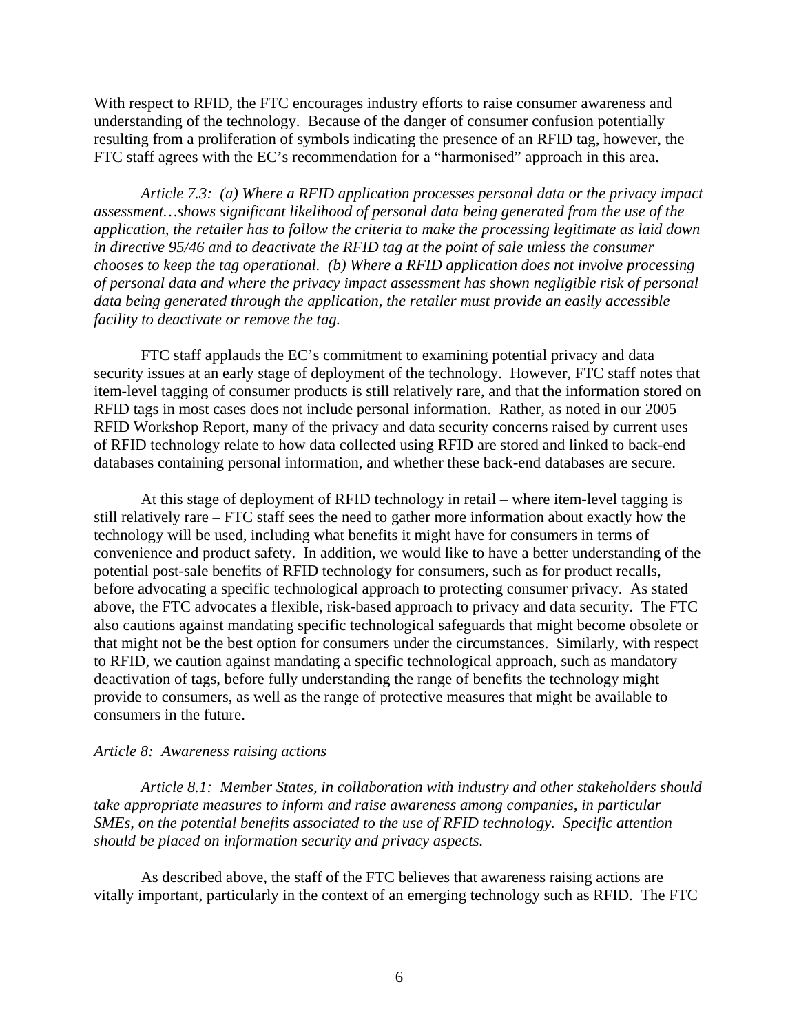With respect to RFID, the FTC encourages industry efforts to raise consumer awareness and understanding of the technology. Because of the danger of consumer confusion potentially resulting from a proliferation of symbols indicating the presence of an RFID tag, however, the FTC staff agrees with the EC's recommendation for a "harmonised" approach in this area.

*Article 7.3: (a) Where a RFID application processes personal data or the privacy impact assessment…shows significant likelihood of personal data being generated from the use of the application, the retailer has to follow the criteria to make the processing legitimate as laid down in directive 95/46 and to deactivate the RFID tag at the point of sale unless the consumer chooses to keep the tag operational. (b) Where a RFID application does not involve processing of personal data and where the privacy impact assessment has shown negligible risk of personal data being generated through the application, the retailer must provide an easily accessible facility to deactivate or remove the tag.*

FTC staff applauds the EC's commitment to examining potential privacy and data security issues at an early stage of deployment of the technology. However, FTC staff notes that item-level tagging of consumer products is still relatively rare, and that the information stored on RFID tags in most cases does not include personal information. Rather, as noted in our 2005 RFID Workshop Report, many of the privacy and data security concerns raised by current uses of RFID technology relate to how data collected using RFID are stored and linked to back-end databases containing personal information, and whether these back-end databases are secure.

At this stage of deployment of RFID technology in retail – where item-level tagging is still relatively rare – FTC staff sees the need to gather more information about exactly how the technology will be used, including what benefits it might have for consumers in terms of convenience and product safety. In addition, we would like to have a better understanding of the potential post-sale benefits of RFID technology for consumers, such as for product recalls, before advocating a specific technological approach to protecting consumer privacy. As stated above, the FTC advocates a flexible, risk-based approach to privacy and data security. The FTC also cautions against mandating specific technological safeguards that might become obsolete or that might not be the best option for consumers under the circumstances. Similarly, with respect to RFID, we caution against mandating a specific technological approach, such as mandatory deactivation of tags, before fully understanding the range of benefits the technology might provide to consumers, as well as the range of protective measures that might be available to consumers in the future.

*Article 8: Awareness raising actions*

*Article 8.1: Member States, in collaboration with industry and other stakeholders should take appropriate measures to inform and raise awareness among companies, in particular SMEs, on the potential benefits associated to the use of RFID technology. Specific attention should be placed on information security and privacy aspects.*

As described above, the staff of the FTC believes that awareness raising actions are vitally important, particularly in the context of an emerging technology such as RFID. The FTC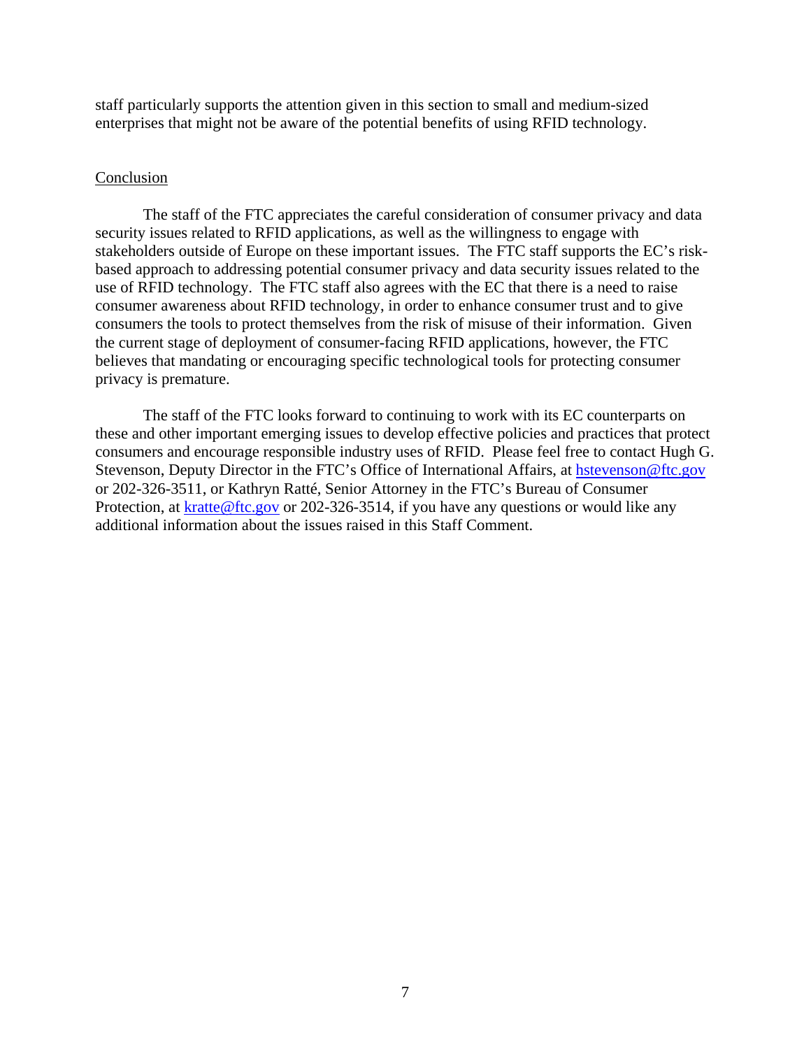staff particularly supports the attention given in this section to small and medium-sized enterprises that might not be aware of the potential benefits of using RFID technology.

## Conclusion

The staff of the FTC appreciates the careful consideration of consumer privacy and data security issues related to RFID applications, as well as the willingness to engage with stakeholders outside of Europe on these important issues. The FTC staff supports the EC's risk-based approach to addressing potential consumer privacy and data security issues related to the use of RFID technology. The FTC staff also agrees with the EC that there is a need to raise consumer awareness about RFID technology, in order to enhance consumer trust and to give consumers the tools to protect themselves from the risk of misuse of their information. Given the current stage of deployment of consumer-facing RFID applications, however, the FTC believes that mandating or encouraging specific technological tools for protecting consumer privacy is premature.

The staff of the FTC looks forward to continuing to work with its EC counterparts on these and other important emerging issues to develop effective policies and practices that protect consumers and encourage responsible industry uses of RFID. Please feel free to contact Hugh G. Stevenson, Deputy Director in the FTC's Office of International Affairs, at hstevenson@ftc.gov or 202-326-3511, or Kathryn Ratté, Senior Attorney in the FTC's Bureau of Consumer Protection, at kratte@ftc.gov or 202-326-3514, if you have any questions or would like any additional information about the issues raised in this Staff Comment.